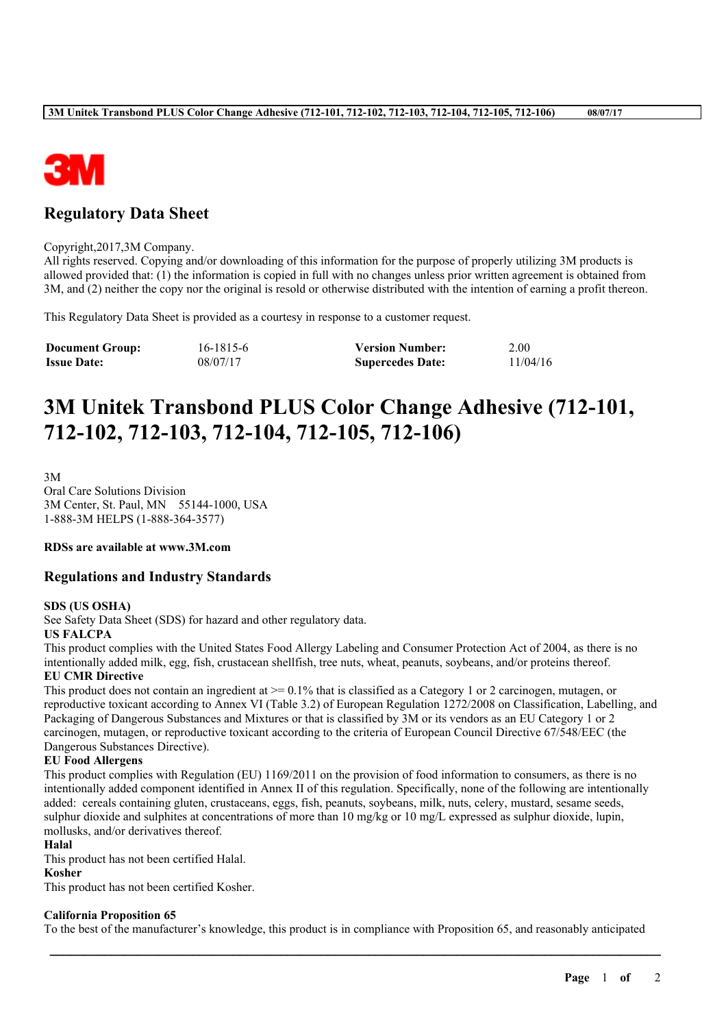## Regulatory Data Sheet

Copyright,2017,3M Company.
All rights reserved. Copying and/or downloading of this information for the purpose of properly utilizing 3M products is allowed provided that: (1) the information is copied in full with no changes unless prior written agreement is obtained from 3M, and (2) neither the copy nor the original is resold or otherwise distributed with the intention of earning a profit thereon.

This Regulatory Data Sheet is provided as a courtesy in response to a customer request.

| **Document Group:** | 16-1815-6 | **Version Number:** | 2.00 |
|---|---|---|---|
| **Issue Date:** | 08/07/17 | **Supercedes Date:** | 11/04/16 |

# 3M Unitek Transbond PLUS Color Change Adhesive (712-101, 712-102, 712-103, 712-104, 712-105, 712-106)

3M
Oral Care Solutions Division
3M Center, St. Paul, MN 55144-1000, USA
1-888-3M HELPS (1-888-364-3577)

**RDSs are available at www.3M.com**

## Regulations and Industry Standards

**SDS (US OSHA)**
See Safety Data Sheet (SDS) for hazard and other regulatory data.

**US FALCPA**
This product complies with the United States Food Allergy Labeling and Consumer Protection Act of 2004, as there is no intentionally added milk, egg, fish, crustacean shellfish, tree nuts, wheat, peanuts, soybeans, and/or proteins thereof.

**EU CMR Directive**
This product does not contain an ingredient at >= 0.1% that is classified as a Category 1 or 2 carcinogen, mutagen, or reproductive toxicant according to Annex VI (Table 3.2) of European Regulation 1272/2008 on Classification, Labelling, and Packaging of Dangerous Substances and Mixtures or that is classified by 3M or its vendors as an EU Category 1 or 2 carcinogen, mutagen, or reproductive toxicant according to the criteria of European Council Directive 67/548/EEC (the Dangerous Substances Directive).

**EU Food Allergens**
This product complies with Regulation (EU) 1169/2011 on the provision of food information to consumers, as there is no intentionally added component identified in Annex II of this regulation. Specifically, none of the following are intentionally added: cereals containing gluten, crustaceans, eggs, fish, peanuts, soybeans, milk, nuts, celery, mustard, sesame seeds, sulphur dioxide and sulphites at concentrations of more than 10 mg/kg or 10 mg/L expressed as sulphur dioxide, lupin, mollusks, and/or derivatives thereof.

**Halal**
This product has not been certified Halal.

**Kosher**
This product has not been certified Kosher.

**California Proposition 65**
To the best of the manufacturer's knowledge, this product is in compliance with Proposition 65, and reasonably anticipated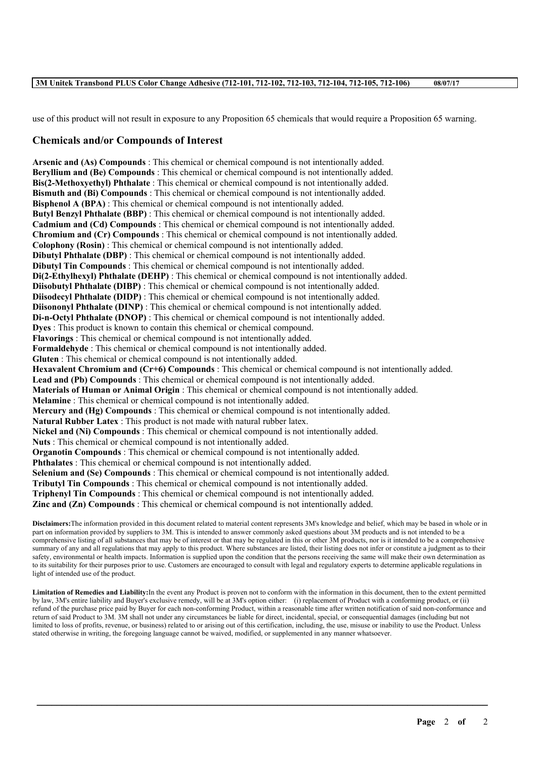use of this product will not result in exposure to any Proposition 65 chemicals that would require a Proposition 65 warning.

## Chemicals and/or Compounds of Interest

**Arsenic and (As) Compounds** : This chemical or chemical compound is not intentionally added.
**Beryllium and (Be) Compounds** : This chemical or chemical compound is not intentionally added.
**Bis(2-Methoxyethyl) Phthalate** : This chemical or chemical compound is not intentionally added.
**Bismuth and (Bi) Compounds** : This chemical or chemical compound is not intentionally added.
**Bisphenol A (BPA)** : This chemical or chemical compound is not intentionally added.
**Butyl Benzyl Phthalate (BBP)** : This chemical or chemical compound is not intentionally added.
**Cadmium and (Cd) Compounds** : This chemical or chemical compound is not intentionally added.
**Chromium and (Cr) Compounds** : This chemical or chemical compound is not intentionally added.
**Colophony (Rosin)** : This chemical or chemical compound is not intentionally added.
**Dibutyl Phthalate (DBP)** : This chemical or chemical compound is not intentionally added.
**Dibutyl Tin Compounds** : This chemical or chemical compound is not intentionally added.
**Di(2-Ethylhexyl) Phthalate (DEHP)** : This chemical or chemical compound is not intentionally added.
**Diisobutyl Phthalate (DIBP)** : This chemical or chemical compound is not intentionally added.
**Diisodecyl Phthalate (DIDP)** : This chemical or chemical compound is not intentionally added.
**Diisononyl Phthalate (DINP)** : This chemical or chemical compound is not intentionally added.
**Di-n-Octyl Phthalate (DNOP)** : This chemical or chemical compound is not intentionally added.
**Dyes** : This product is known to contain this chemical or chemical compound.
**Flavorings** : This chemical or chemical compound is not intentionally added.
**Formaldehyde** : This chemical or chemical compound is not intentionally added.
**Gluten** : This chemical or chemical compound is not intentionally added.
**Hexavalent Chromium and (Cr+6) Compounds** : This chemical or chemical compound is not intentionally added.
**Lead and (Pb) Compounds** : This chemical or chemical compound is not intentionally added.
**Materials of Human or Animal Origin** : This chemical or chemical compound is not intentionally added.
**Melamine** : This chemical or chemical compound is not intentionally added.
**Mercury and (Hg) Compounds** : This chemical or chemical compound is not intentionally added.
**Natural Rubber Latex** : This product is not made with natural rubber latex.
**Nickel and (Ni) Compounds** : This chemical or chemical compound is not intentionally added.
**Nuts** : This chemical or chemical compound is not intentionally added.
**Organotin Compounds** : This chemical or chemical compound is not intentionally added.
**Phthalates** : This chemical or chemical compound is not intentionally added.
**Selenium and (Se) Compounds** : This chemical or chemical compound is not intentionally added.
**Tributyl Tin Compounds** : This chemical or chemical compound is not intentionally added.
**Triphenyl Tin Compounds** : This chemical or chemical compound is not intentionally added.
**Zinc and (Zn) Compounds** : This chemical or chemical compound is not intentionally added.

**Disclaimers:**The information provided in this document related to material content represents 3M's knowledge and belief, which may be based in whole or in part on information provided by suppliers to 3M. This is intended to answer commonly asked questions about 3M products and is not intended to be a comprehensive listing of all substances that may be of interest or that may be regulated in this or other 3M products, nor is it intended to be a comprehensive summary of any and all regulations that may apply to this product. Where substances are listed, their listing does not infer or constitute a judgment as to their safety, environmental or health impacts. Information is supplied upon the condition that the persons receiving the same will make their own determination as to its suitability for their purposes prior to use. Customers are encouraged to consult with legal and regulatory experts to determine applicable regulations in light of intended use of the product.

**Limitation of Remedies and Liability:**In the event any Product is proven not to conform with the information in this document, then to the extent permitted by law, 3M's entire liability and Buyer's exclusive remedy, will be at 3M's option either: (i) replacement of Product with a conforming product, or (ii) refund of the purchase price paid by Buyer for each non-conforming Product, within a reasonable time after written notification of said non-conformance and return of said Product to 3M. 3M shall not under any circumstances be liable for direct, incidental, special, or consequential damages (including but not limited to loss of profits, revenue, or business) related to or arising out of this certification, including, the use, misuse or inability to use the Product. Unless stated otherwise in writing, the foregoing language cannot be waived, modified, or supplemented in any manner whatsoever.